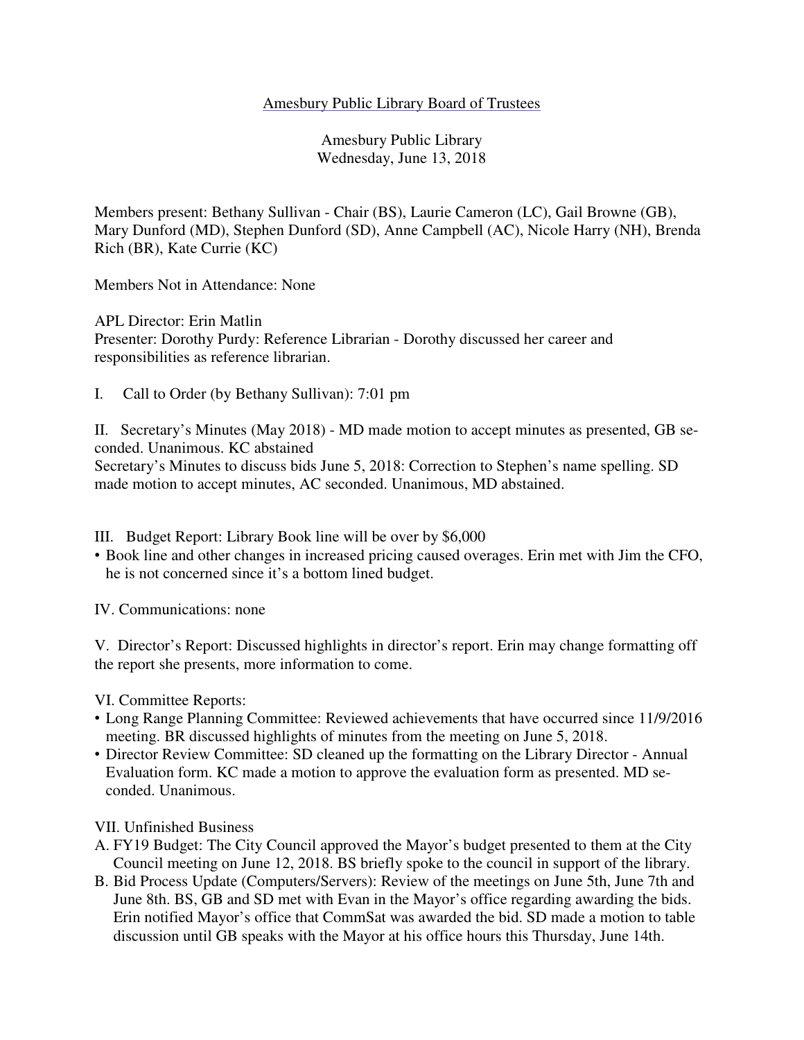# Amesbury Public Library Board of Trustees

Amesbury Public Library
Wednesday, June 13, 2018

Members present: Bethany Sullivan - Chair (BS), Laurie Cameron (LC), Gail Browne (GB), Mary Dunford (MD), Stephen Dunford (SD), Anne Campbell (AC), Nicole Harry (NH), Brenda Rich (BR), Kate Currie (KC)

Members Not in Attendance: None

APL Director: Erin Matlin
Presenter: Dorothy Purdy: Reference Librarian - Dorothy discussed her career and responsibilities as reference librarian.

I. Call to Order (by Bethany Sullivan): 7:01 pm

II. Secretary's Minutes (May 2018) - MD made motion to accept minutes as presented, GB seconded. Unanimous. KC abstained
Secretary's Minutes to discuss bids June 5, 2018: Correction to Stephen's name spelling. SD made motion to accept minutes, AC seconded. Unanimous, MD abstained.

III. Budget Report: Library Book line will be over by $6,000

- Book line and other changes in increased pricing caused overages. Erin met with Jim the CFO, he is not concerned since it's a bottom lined budget.

IV. Communications: none

V. Director's Report: Discussed highlights in director's report. Erin may change formatting off the report she presents, more information to come.

VI. Committee Reports:

- Long Range Planning Committee: Reviewed achievements that have occurred since 11/9/2016 meeting. BR discussed highlights of minutes from the meeting on June 5, 2018.
- Director Review Committee: SD cleaned up the formatting on the Library Director - Annual Evaluation form. KC made a motion to approve the evaluation form as presented. MD seconded. Unanimous.

VII. Unfinished Business

A. FY19 Budget: The City Council approved the Mayor's budget presented to them at the City Council meeting on June 12, 2018. BS briefly spoke to the council in support of the library.

B. Bid Process Update (Computers/Servers): Review of the meetings on June 5th, June 7th and June 8th. BS, GB and SD met with Evan in the Mayor's office regarding awarding the bids. Erin notified Mayor's office that CommSat was awarded the bid. SD made a motion to table discussion until GB speaks with the Mayor at his office hours this Thursday, June 14th.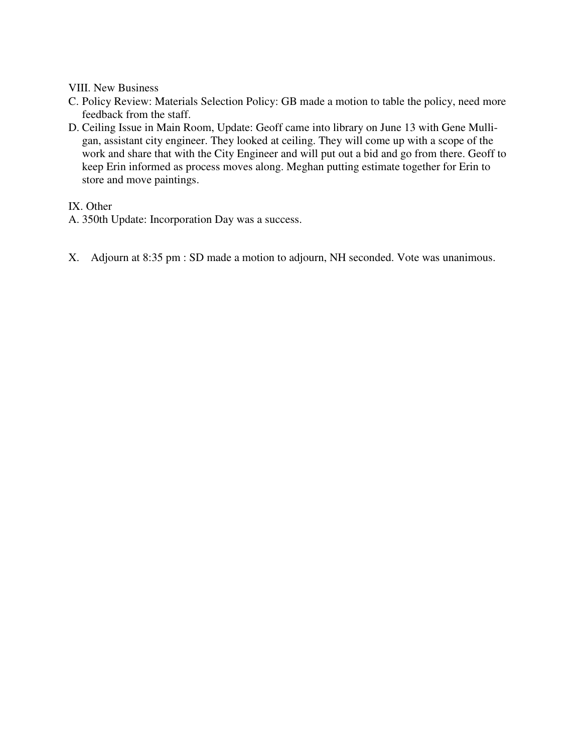VIII. New Business

C. Policy Review: Materials Selection Policy: GB made a motion to table the policy, need more feedback from the staff.

D. Ceiling Issue in Main Room, Update: Geoff came into library on June 13 with Gene Mulligan, assistant city engineer. They looked at ceiling. They will come up with a scope of the work and share that with the City Engineer and will put out a bid and go from there. Geoff to keep Erin informed as process moves along. Meghan putting estimate together for Erin to store and move paintings.

IX. Other

A. 350th Update: Incorporation Day was a success.

X. Adjourn at 8:35 pm : SD made a motion to adjourn, NH seconded. Vote was unanimous.